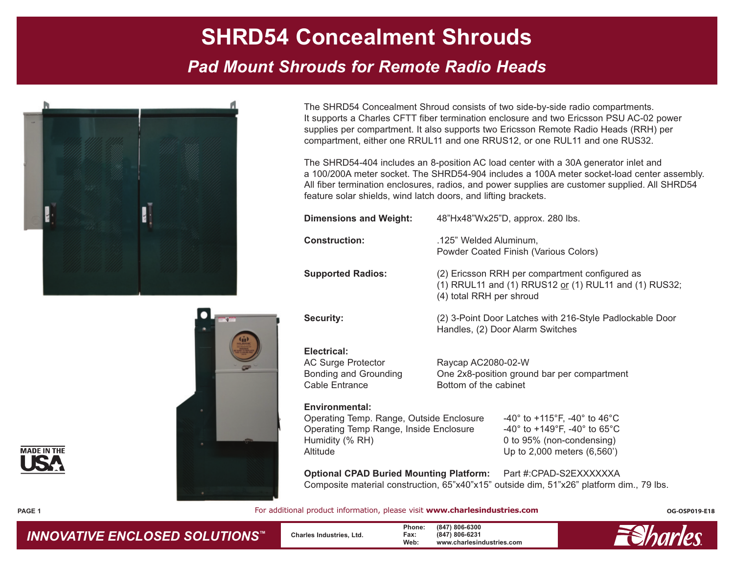# SHRD54 Concealment Shrouds

## *Pad Mount Shrouds for Remote Radio Heads*

MADE IN THE USA

The SHRD54 Concealment Shroud consists of two side-by-side radio compartments. It supports a Charles CFTT fiber termination enclosure and two Ericsson PSU AC-02 power supplies per compartment. It also supports two Ericsson Remote Radio Heads (RRH) per compartment, either one RRUL11 and one RRUS12, or one RUL11 and one RUS32.

The SHRD54-404 includes an 8-position AC load center with a 30A generator inlet and a 100/200A meter socket. The SHRD54-904 includes a 100A meter socket-load center assembly. All fiber termination enclosures, radios, and power supplies are customer supplied. All SHRD54 feature solar shields, wind latch doors, and lifting brackets.

**Dimensions and Weight:** 48"Hx48"Wx25"D, approx. 280 lbs.

**Construction:** .125" Welded Aluminum, Powder Coated Finish (Various Colors)

**Supported Radios:** (2) Ericsson RRH per compartment configured as (1) RRUL11 and (1) RRUS12 or (1) RUL11 and (1) RUS32; (4) total RRH per shroud

**Security:** (2) 3-Point Door Latches with 216-Style Padlockable Door Handles, (2) Door Alarm Switches

**Electrical:**

| | |
|---|---|
| AC Surge Protector | Raycap AC2080-02-W |
| Bonding and Grounding | One 2x8-position ground bar per compartment |
| Cable Entrance | Bottom of the cabinet |

**Environmental:**

| | |
|---|---|
| Operating Temp. Range, Outside Enclosure | -40° to +115°F, -40° to 46°C |
| Operating Temp Range, Inside Enclosure | -40° to +149°F, -40° to 65°C |
| Humidity (% RH) | 0 to 95% (non-condensing) |
| Altitude | Up to 2,000 meters (6,560') |

**Optional CPAD Buried Mounting Platform:** Part #:CPAD-S2EXXXXXXA
Composite material construction, 65"x40"x15" outside dim, 51"x26" platform dim., 79 lbs.

For additional product information, please visit **www.charlesindustries.com**

OG-OSP019-E18

*INNOVATIVE ENCLOSED SOLUTIONS™*

Charles Industries, Ltd.
Phone: (847) 806-6300
Fax: (847) 806-6231
Web: www.charlesindustries.com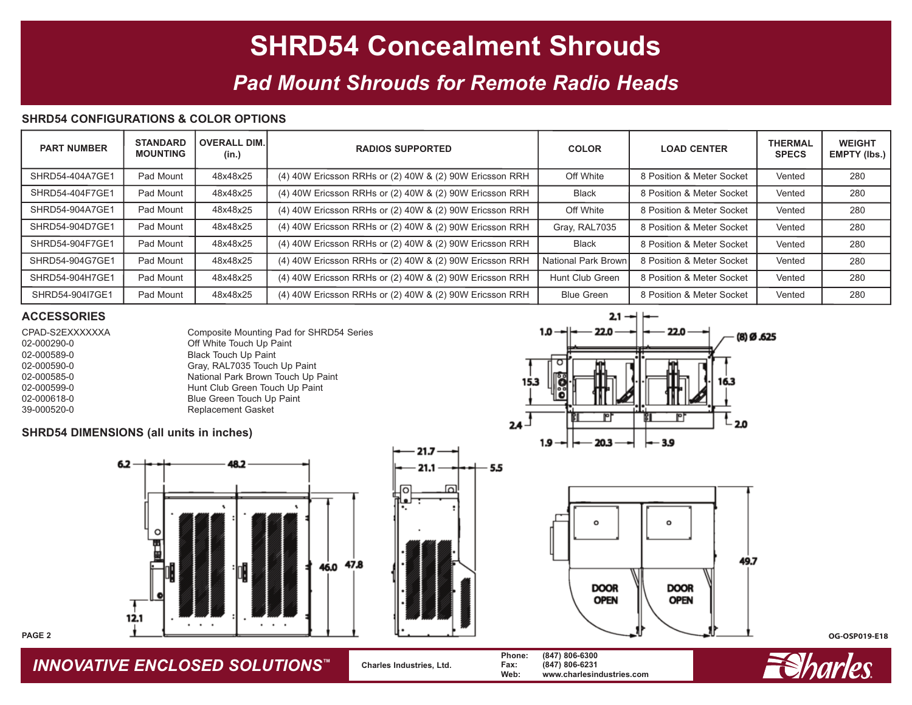# SHRD54 Concealment Shrouds

## *Pad Mount Shrouds for Remote Radio Heads*

### SHRD54 CONFIGURATIONS & COLOR OPTIONS

| PART NUMBER | STANDARD MOUNTING | OVERALL DIM. (in.) | RADIOS SUPPORTED | COLOR | LOAD CENTER | THERMAL SPECS | WEIGHT EMPTY (lbs.) |
|---|---|---|---|---|---|---|---|
| SHRD54-404A7GE1 | Pad Mount | 48x48x25 | (4) 40W Ericsson RRHs or (2) 40W & (2) 90W Ericsson RRH | Off White | 8 Position & Meter Socket | Vented | 280 |
| SHRD54-404F7GE1 | Pad Mount | 48x48x25 | (4) 40W Ericsson RRHs or (2) 40W & (2) 90W Ericsson RRH | Black | 8 Position & Meter Socket | Vented | 280 |
| SHRD54-904A7GE1 | Pad Mount | 48x48x25 | (4) 40W Ericsson RRHs or (2) 40W & (2) 90W Ericsson RRH | Off White | 8 Position & Meter Socket | Vented | 280 |
| SHRD54-904D7GE1 | Pad Mount | 48x48x25 | (4) 40W Ericsson RRHs or (2) 40W & (2) 90W Ericsson RRH | Gray, RAL7035 | 8 Position & Meter Socket | Vented | 280 |
| SHRD54-904F7GE1 | Pad Mount | 48x48x25 | (4) 40W Ericsson RRHs or (2) 40W & (2) 90W Ericsson RRH | Black | 8 Position & Meter Socket | Vented | 280 |
| SHRD54-904G7GE1 | Pad Mount | 48x48x25 | (4) 40W Ericsson RRHs or (2) 40W & (2) 90W Ericsson RRH | National Park Brown | 8 Position & Meter Socket | Vented | 280 |
| SHRD54-904H7GE1 | Pad Mount | 48x48x25 | (4) 40W Ericsson RRHs or (2) 40W & (2) 90W Ericsson RRH | Hunt Club Green | 8 Position & Meter Socket | Vented | 280 |
| SHRD54-904I7GE1 | Pad Mount | 48x48x25 | (4) 40W Ericsson RRHs or (2) 40W & (2) 90W Ericsson RRH | Blue Green | 8 Position & Meter Socket | Vented | 280 |

### ACCESSORIES

| | |
|---|---|
| CPAD-S2EXXXXXXA | Composite Mounting Pad for SHRD54 Series |
| 02-000290-0 | Off White Touch Up Paint |
| 02-000589-0 | Black Touch Up Paint |
| 02-000590-0 | Gray, RAL7035 Touch Up Paint |
| 02-000585-0 | National Park Brown Touch Up Paint |
| 02-000599-0 | Hunt Club Green Touch Up Paint |
| 02-000618-0 | Blue Green Touch Up Paint |
| 39-000520-0 | Replacement Gasket |

### SHRD54 DIMENSIONS (all units in inches)

2.1
1.0
22.0
22.0
(8) Ø .625
15.3
16.3
2.4
2.0
1.9
20.3
3.9

6.2
48.2
46.0
47.8
12.1

21.7
21.1
5.5

DOOR OPEN
DOOR OPEN
49.7

OG-OSP019-E18

*INNOVATIVE ENCLOSED SOLUTIONS™*

Charles Industries, Ltd.

Phone: (847) 806-6300
Fax: (847) 806-6231
Web: www.charlesindustries.com